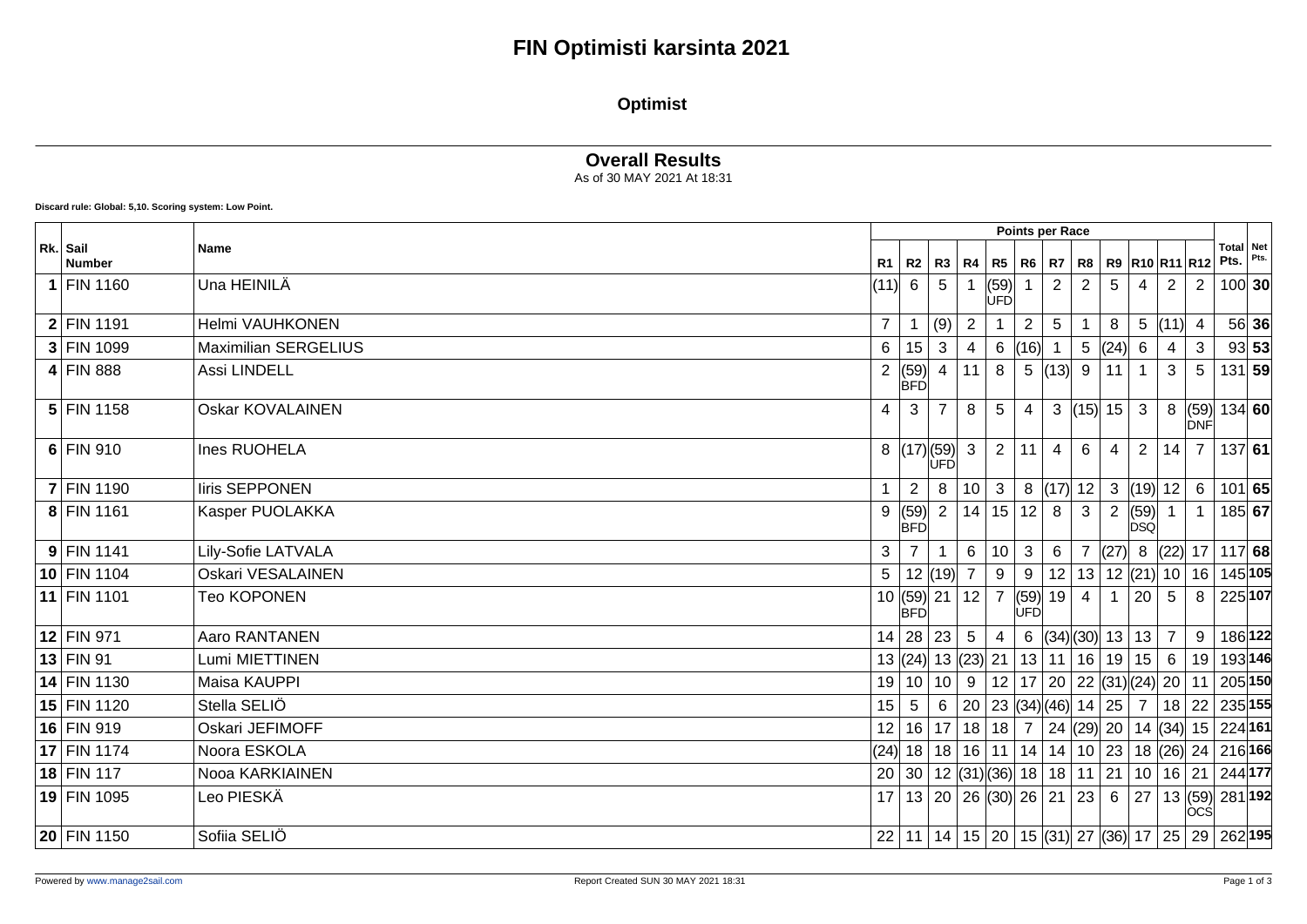# FIN Optimisti karsinta 2021

## Optimist

### Overall Results

As of 30 MAY 2021 At 18:31

**Discard rule: Global: 5,10. Scoring system: Low Point.**

| Rk. | Sail Number | Name | R1 | R2 | R3 | R4 | R5 | R6 | R7 | R8 | R9 | R10 | R11 | R12 | Total Pts. | Net Pts. |
|---|---|---|---|---|---|---|---|---|---|---|---|---|---|---|---|---|
| | | | Points per Race | | | | | | | | | | | | | |
| **1** | FIN 1160 | Una HEINILÄ | (11) | 6 | 5 | 1 | (59) UFD | 1 | 2 | 2 | 5 | 4 | 2 | 2 | 100 | **30** |
| **2** | FIN 1191 | Helmi VAUHKONEN | 7 | 1 | (9) | 2 | 1 | 2 | 5 | 1 | 8 | 5 | (11) | 4 | 56 | **36** |
| **3** | FIN 1099 | Maximilian SERGELIUS | 6 | 15 | 3 | 4 | 6 | (16) | 1 | 5 | (24) | 6 | 4 | 3 | 93 | **53** |
| **4** | FIN 888 | Assi LINDELL | 2 | (59) BFD | 4 | 11 | 8 | 5 | (13) | 9 | 11 | 1 | 3 | 5 | 131 | **59** |
| **5** | FIN 1158 | Oskar KOVALAINEN | 4 | 3 | 7 | 8 | 5 | 4 | 3 | (15) | 15 | 3 | 8 | (59) DNF | 134 | **60** |
| **6** | FIN 910 | Ines RUOHELA | 8 | (17) | (59) UFD | 3 | 2 | 11 | 4 | 6 | 4 | 2 | 14 | 7 | 137 | **61** |
| **7** | FIN 1190 | Iiris SEPPONEN | 1 | 2 | 8 | 10 | 3 | 8 | (17) | 12 | 3 | (19) | 12 | 6 | 101 | **65** |
| **8** | FIN 1161 | Kasper PUOLAKKA | 9 | (59) BFD | 2 | 14 | 15 | 12 | 8 | 3 | 2 | (59) DSQ | 1 | 1 | 185 | **67** |
| **9** | FIN 1141 | Lily-Sofie LATVALA | 3 | 7 | 1 | 6 | 10 | 3 | 6 | 7 | (27) | 8 | (22) | 17 | 117 | **68** |
| **10** | FIN 1104 | Oskari VESALAINEN | 5 | 12 | (19) | 7 | 9 | 9 | 12 | 13 | 12 | (21) | 10 | 16 | 145 | **105** |
| **11** | FIN 1101 | Teo KOPONEN | 10 | (59) BFD | 21 | 12 | 7 | (59) UFD | 19 | 4 | 1 | 20 | 5 | 8 | 225 | **107** |
| **12** | FIN 971 | Aaro RANTANEN | 14 | 28 | 23 | 5 | 4 | 6 | (34) | (30) | 13 | 13 | 7 | 9 | 186 | **122** |
| **13** | FIN 91 | Lumi MIETTINEN | 13 | (24) | 13 | (23) | 21 | 13 | 11 | 16 | 19 | 15 | 6 | 19 | 193 | **146** |
| **14** | FIN 1130 | Maisa KAUPPI | 19 | 10 | 10 | 9 | 12 | 17 | 20 | 22 | (31) | (24) | 20 | 11 | 205 | **150** |
| **15** | FIN 1120 | Stella SELIÖ | 15 | 5 | 6 | 20 | 23 | (34) | (46) | 14 | 25 | 7 | 18 | 22 | 235 | **155** |
| **16** | FIN 919 | Oskari JEFIMOFF | 12 | 16 | 17 | 18 | 18 | 7 | 24 | (29) | 20 | 14 | (34) | 15 | 224 | **161** |
| **17** | FIN 1174 | Noora ESKOLA | (24) | 18 | 18 | 16 | 11 | 14 | 14 | 10 | 23 | 18 | (26) | 24 | 216 | **166** |
| **18** | FIN 117 | Nooa KARKIAINEN | 20 | 30 | 12 | (31) | (36) | 18 | 18 | 11 | 21 | 10 | 16 | 21 | 244 | **177** |
| **19** | FIN 1095 | Leo PIESKÄ | 17 | 13 | 20 | 26 | (30) | 26 | 21 | 23 | 6 | 27 | 13 | (59) OCS | 281 | **192** |
| **20** | FIN 1150 | Sofiia SELIÖ | 22 | 11 | 14 | 15 | 20 | 15 | (31) | 27 | (36) | 17 | 25 | 29 | 262 | **195** |

Powered by www.manage2sail.com

Report Created SUN 30 MAY 2021 18:31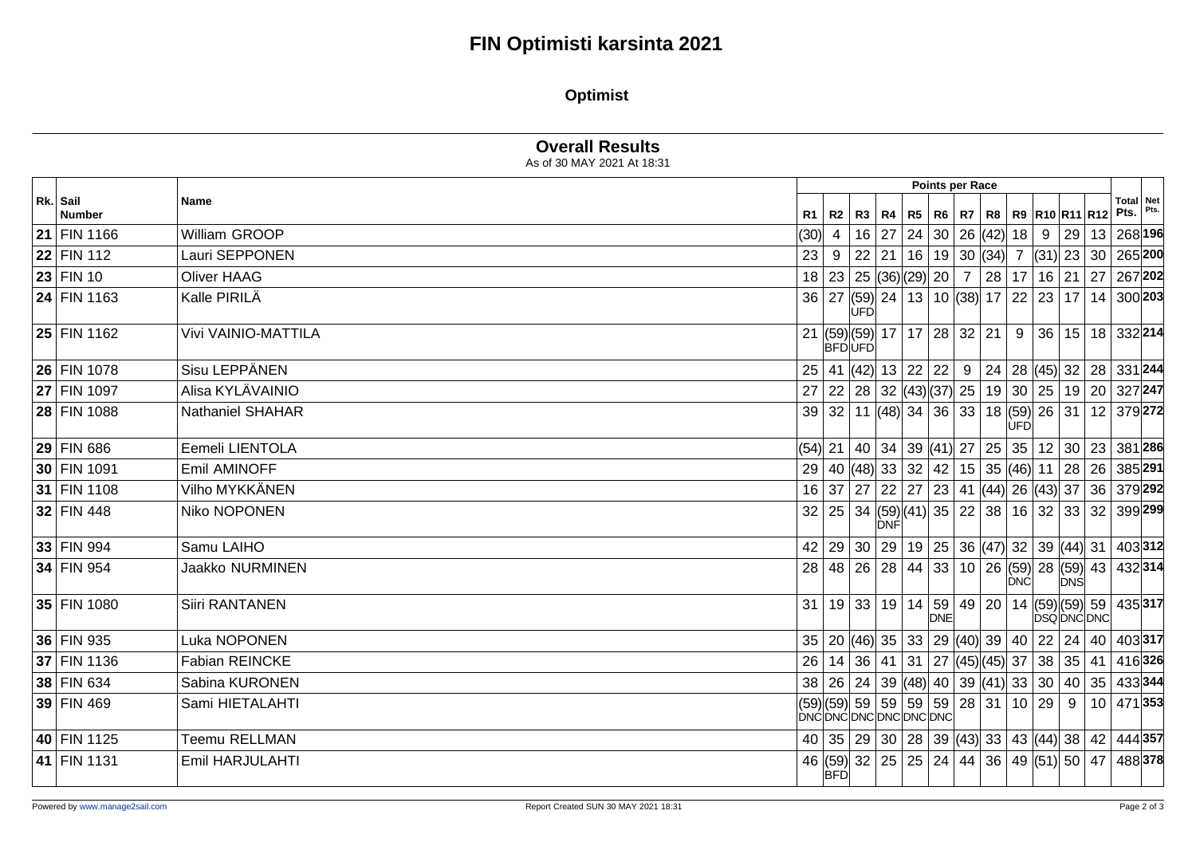# FIN Optimisti karsinta 2021

## Optimist

### Overall Results

As of 30 MAY 2021 At 18:31

| Rk. | Sail Number | Name | R1 | R2 | R3 | R4 | R5 | R6 | R7 | R8 | R9 | R10 | R11 | R12 | Total Pts. | Net Pts. |
|---|---|---|---|---|---|---|---|---|---|---|---|---|---|---|---|---|
| 21 | FIN 1166 | William GROOP | (30) | 4 | 16 | 27 | 24 | 30 | 26 | (42) | 18 | 9 | 29 | 13 | 268 | 196 |
| 22 | FIN 112 | Lauri SEPPONEN | 23 | 9 | 22 | 21 | 16 | 19 | 30 | (34) | 7 | (31) | 23 | 30 | 265 | 200 |
| 23 | FIN 10 | Oliver HAAG | 18 | 23 | 25 | (36) | (29) | 20 | 7 | 28 | 17 | 16 | 21 | 27 | 267 | 202 |
| 24 | FIN 1163 | Kalle PIRILÄ | 36 | 27 | (59) UFD | 24 | 13 | 10 | (38) | 17 | 22 | 23 | 17 | 14 | 300 | 203 |
| 25 | FIN 1162 | Vivi VAINIO-MATTILA | 21 | (59) BFD | (59) UFD | 17 | 17 | 28 | 32 | 21 | 9 | 36 | 15 | 18 | 332 | 214 |
| 26 | FIN 1078 | Sisu LEPPÄNEN | 25 | 41 | (42) | 13 | 22 | 22 | 9 | 24 | 28 | (45) | 32 | 28 | 331 | 244 |
| 27 | FIN 1097 | Alisa KYLÄVAINIO | 27 | 22 | 28 | 32 | (43) | (37) | 25 | 19 | 30 | 25 | 19 | 20 | 327 | 247 |
| 28 | FIN 1088 | Nathaniel SHAHAR | 39 | 32 | 11 | (48) | 34 | 36 | 33 | 18 | (59) UFD | 26 | 31 | 12 | 379 | 272 |
| 29 | FIN 686 | Eemeli LIENTOLA | (54) | 21 | 40 | 34 | 39 | (41) | 27 | 25 | 35 | 12 | 30 | 23 | 381 | 286 |
| 30 | FIN 1091 | Emil AMINOFF | 29 | 40 | (48) | 33 | 32 | 42 | 15 | 35 | (46) | 11 | 28 | 26 | 385 | 291 |
| 31 | FIN 1108 | Vilho MYKKÄNEN | 16 | 37 | 27 | 22 | 27 | 23 | 41 | (44) | 26 | (43) | 37 | 36 | 379 | 292 |
| 32 | FIN 448 | Niko NOPONEN | 32 | 25 | 34 | (59) DNF | (41) | 35 | 22 | 38 | 16 | 32 | 33 | 32 | 399 | 299 |
| 33 | FIN 994 | Samu LAIHO | 42 | 29 | 30 | 29 | 19 | 25 | 36 | (47) | 32 | 39 | (44) | 31 | 403 | 312 |
| 34 | FIN 954 | Jaakko NURMINEN | 28 | 48 | 26 | 28 | 44 | 33 | 10 | 26 | (59) DNC | 28 | (59) DNS | 43 | 432 | 314 |
| 35 | FIN 1080 | Siiri RANTANEN | 31 | 19 | 33 | 19 | 14 | 59 DNE | 49 | 20 | 14 | (59) DSQ | (59) DNC | 59 DNC | 435 | 317 |
| 36 | FIN 935 | Luka NOPONEN | 35 | 20 | (46) | 35 | 33 | 29 | (40) | 39 | 40 | 22 | 24 | 40 | 403 | 317 |
| 37 | FIN 1136 | Fabian REINCKE | 26 | 14 | 36 | 41 | 31 | 27 | (45) | (45) | 37 | 38 | 35 | 41 | 416 | 326 |
| 38 | FIN 634 | Sabina KURONEN | 38 | 26 | 24 | 39 | (48) | 40 | 39 | (41) | 33 | 30 | 40 | 35 | 433 | 344 |
| 39 | FIN 469 | Sami HIETALAHTI | (59) DNC | (59) DNC | 59 DNC | 59 DNC | 59 DNC | 59 DNC | 28 | 31 | 10 | 29 | 9 | 10 | 471 | 353 |
| 40 | FIN 1125 | Teemu RELLMAN | 40 | 35 | 29 | 30 | 28 | 39 | (43) | 33 | 43 | (44) | 38 | 42 | 444 | 357 |
| 41 | FIN 1131 | Emil HARJULAHTI | 46 | (59) BFD | 32 | 25 | 25 | 24 | 44 | 36 | 49 | (51) | 50 | 47 | 488 | 378 |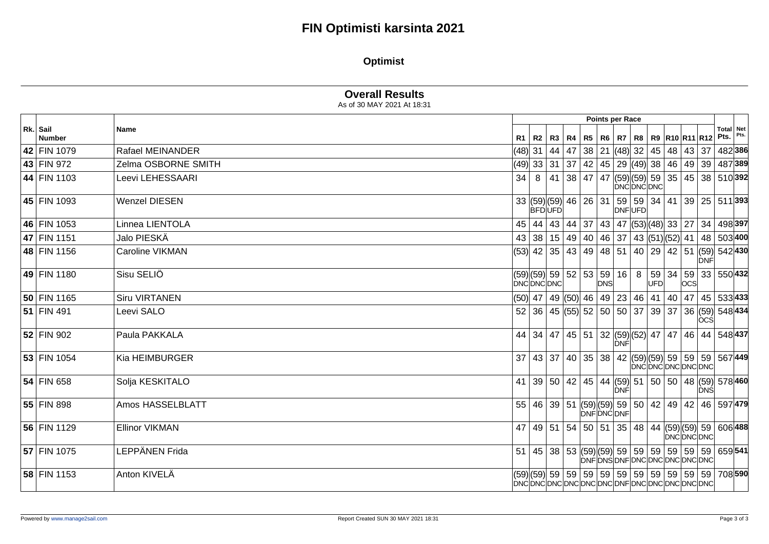# FIN Optimisti karsinta 2021

## Optimist

### Overall Results

As of 30 MAY 2021 At 18:31

| Rk. | Sail Number | Name | R1 | R2 | R3 | R4 | R5 | R6 | R7 | R8 | R9 | R10 | R11 | R12 | Total Pts. | Net Pts. |
|---|---|---|---|---|---|---|---|---|---|---|---|---|---|---|---|---|
| 42 | FIN 1079 | Rafael MEINANDER | (48) | 31 | 44 | 47 | 38 | 21 | (48) | 32 | 45 | 48 | 43 | 37 | 482 | **386** |
| 43 | FIN 972 | Zelma OSBORNE SMITH | (49) | 33 | 31 | 37 | 42 | 45 | 29 | (49) | 38 | 46 | 49 | 39 | 487 | **389** |
| 44 | FIN 1103 | Leevi LEHESSAARI | 34 | 8 | 41 | 38 | 47 | 47 | (59) DNC | (59) DNC | 59 DNC | 35 | 45 | 38 | 510 | **392** |
| 45 | FIN 1093 | Wenzel DIESEN | 33 | (59) BFD | (59) UFD | 46 | 26 | 31 | 59 DNF | 59 UFD | 34 | 41 | 39 | 25 | 511 | **393** |
| 46 | FIN 1053 | Linnea LIENTOLA | 45 | 44 | 43 | 44 | 37 | 43 | 47 | (53) | (48) | 33 | 27 | 34 | 498 | **397** |
| 47 | FIN 1151 | Jalo PIESKÄ | 43 | 38 | 15 | 49 | 40 | 46 | 37 | 43 | (51) | (52) | 41 | 48 | 503 | **400** |
| 48 | FIN 1156 | Caroline VIKMAN | (53) | 42 | 35 | 43 | 49 | 48 | 51 | 40 | 29 | 42 | 51 | (59) DNF | 542 | **430** |
| 49 | FIN 1180 | Sisu SELIÖ | (59) DNC | (59) DNC | 59 DNC | 52 | 53 | 59 DNS | 16 | 8 | 59 UFD | 34 | 59 OCS | 33 | 550 | **432** |
| 50 | FIN 1165 | Siru VIRTANEN | (50) | 47 | 49 | (50) | 46 | 49 | 23 | 46 | 41 | 40 | 47 | 45 | 533 | **433** |
| 51 | FIN 491 | Leevi SALO | 52 | 36 | 45 | (55) | 52 | 50 | 50 | 37 | 39 | 37 | 36 | (59) OCS | 548 | **434** |
| 52 | FIN 902 | Paula PAKKALA | 44 | 34 | 47 | 45 | 51 | 32 | (59) DNF | (52) | 47 | 47 | 46 | 44 | 548 | **437** |
| 53 | FIN 1054 | Kia HEIMBURGER | 37 | 43 | 37 | 40 | 35 | 38 | 42 | (59) DNC | (59) DNC | 59 DNC | 59 DNC | 59 DNC | 567 | **449** |
| 54 | FIN 658 | Solja KESKITALO | 41 | 39 | 50 | 42 | 45 | 44 | (59) DNF | 51 | 50 | 50 | 48 | (59) DNS | 578 | **460** |
| 55 | FIN 898 | Amos HASSELBLATT | 55 | 46 | 39 | 51 | (59) DNF | (59) DNC | 59 DNF | 50 | 42 | 49 | 42 | 46 | 597 | **479** |
| 56 | FIN 1129 | Ellinor VIKMAN | 47 | 49 | 51 | 54 | 50 | 51 | 35 | 48 | 44 | (59) DNC | (59) DNC | 59 DNC | 606 | **488** |
| 57 | FIN 1075 | LEPPÄNEN Frida | 51 | 45 | 38 | 53 | (59) DNF | (59) DNS | 59 DNF | 59 DNC | 59 DNC | 59 DNC | 59 DNC | 59 DNC | 659 | **541** |
| 58 | FIN 1153 | Anton KIVELÄ | (59) DNC | (59) DNC | 59 DNC | 59 DNC | 59 DNC | 59 DNC | 59 DNF | 59 DNC | 59 DNC | 59 DNC | 59 DNC | 59 DNC | 708 | **590** |

Powered by www.manage2sail.com

Report Created SUN 30 MAY 2021 18:31